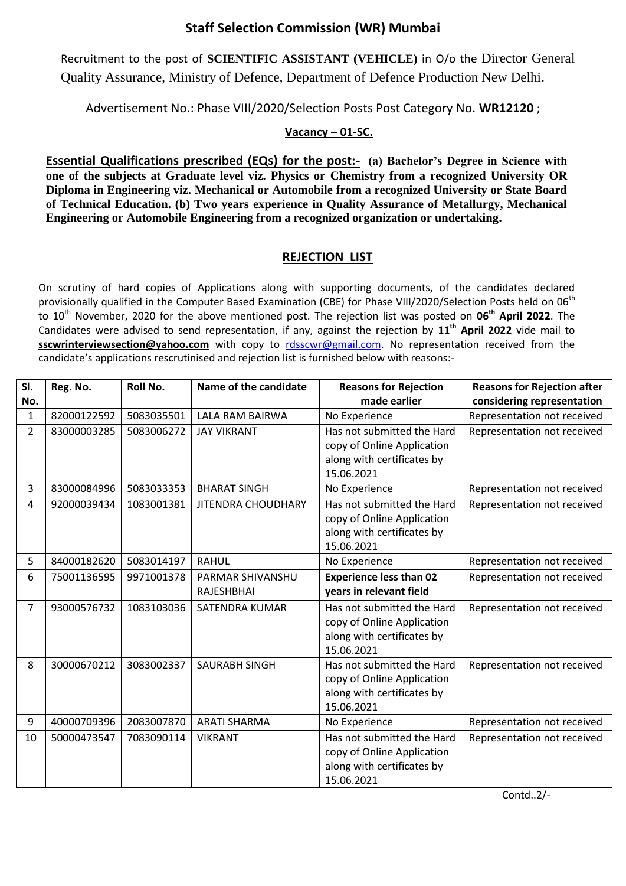# Staff Selection Commission (WR) Mumbai

Recruitment to the post of **SCIENTIFIC ASSISTANT (VEHICLE)** in O/o the Director General Quality Assurance, Ministry of Defence, Department of Defence Production New Delhi.

Advertisement No.: Phase VIII/2020/Selection Posts Post Category No. **WR12120** ;

**Vacancy – 01-SC.**

**Essential Qualifications prescribed (EQs) for the post:- (a) Bachelor's Degree in Science with one of the subjects at Graduate level viz. Physics or Chemistry from a recognized University OR Diploma in Engineering viz. Mechanical or Automobile from a recognized University or State Board of Technical Education. (b) Two years experience in Quality Assurance of Metallurgy, Mechanical Engineering or Automobile Engineering from a recognized organization or undertaking.**

## REJECTION LIST

On scrutiny of hard copies of Applications along with supporting documents, of the candidates declared provisionally qualified in the Computer Based Examination (CBE) for Phase VIII/2020/Selection Posts held on 06th to 10th November, 2020 for the above mentioned post. The rejection list was posted on **06th April 2022**. The Candidates were advised to send representation, if any, against the rejection by **11th April 2022** vide mail to **sscwrinterviewsection@yahoo.com** with copy to rdsscwr@gmail.com. No representation received from the candidate's applications rescrutinised and rejection list is furnished below with reasons:-

| Sl. No. | Reg. No. | Roll No. | Name of the candidate | Reasons for Rejection made earlier | Reasons for Rejection after considering representation |
|---|---|---|---|---|---|
| 1 | 82000122592 | 5083035501 | LALA RAM BAIRWA | No Experience | Representation not received |
| 2 | 83000003285 | 5083006272 | JAY VIKRANT | Has not submitted the Hard copy of Online Application along with certificates by 15.06.2021 | Representation not received |
| 3 | 83000084996 | 5083033353 | BHARAT SINGH | No Experience | Representation not received |
| 4 | 92000039434 | 1083001381 | JITENDRA CHOUDHARY | Has not submitted the Hard copy of Online Application along with certificates by 15.06.2021 | Representation not received |
| 5 | 84000182620 | 5083014197 | RAHUL | No Experience | Representation not received |
| 6 | 75001136595 | 9971001378 | PARMAR SHIVANSHU RAJESHBHAI | **Experience less than 02 years in relevant field** | Representation not received |
| 7 | 93000576732 | 1083103036 | SATENDRA KUMAR | Has not submitted the Hard copy of Online Application along with certificates by 15.06.2021 | Representation not received |
| 8 | 30000670212 | 3083002337 | SAURABH SINGH | Has not submitted the Hard copy of Online Application along with certificates by 15.06.2021 | Representation not received |
| 9 | 40000709396 | 2083007870 | ARATI SHARMA | No Experience | Representation not received |
| 10 | 50000473547 | 7083090114 | VIKRANT | Has not submitted the Hard copy of Online Application along with certificates by 15.06.2021 | Representation not received |

Contd..2/-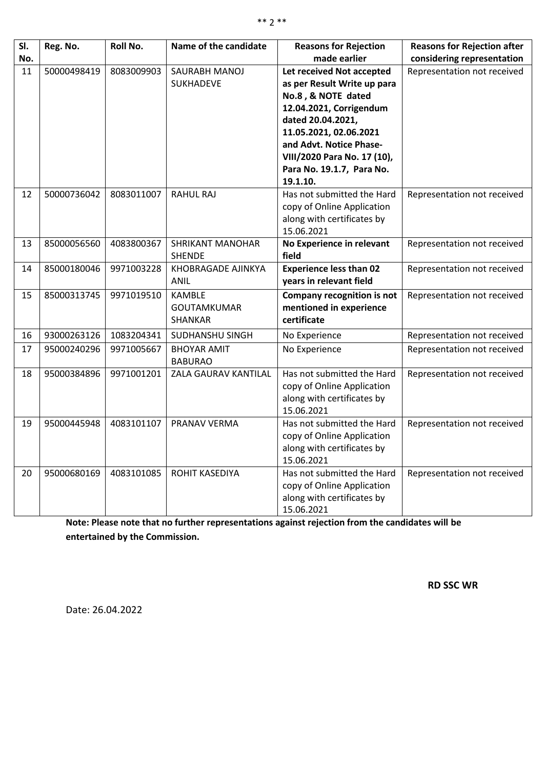| Sl. No. | Reg. No. | Roll No. | Name of the candidate | Reasons for Rejection made earlier | Reasons for Rejection after considering representation |
|---|---|---|---|---|---|
| 11 | 50000498419 | 8083009903 | SAURABH MANOJ SUKHADEVE | **Let received Not accepted as per Result Write up para No.8 , & NOTE dated 12.04.2021, Corrigendum dated 20.04.2021, 11.05.2021, 02.06.2021 and Advt. Notice Phase-VIII/2020 Para No. 17 (10), Para No. 19.1.7, Para No. 19.1.10.** | Representation not received |
| 12 | 50000736042 | 8083011007 | RAHUL RAJ | Has not submitted the Hard copy of Online Application along with certificates by 15.06.2021 | Representation not received |
| 13 | 85000056560 | 4083800367 | SHRIKANT MANOHAR SHENDE | **No Experience in relevant field** | Representation not received |
| 14 | 85000180046 | 9971003228 | KHOBRAGADE AJINKYA ANIL | **Experience less than 02 years in relevant field** | Representation not received |
| 15 | 85000313745 | 9971019510 | KAMBLE GOUTAMKUMAR SHANKAR | **Company recognition is not mentioned in experience certificate** | Representation not received |
| 16 | 93000263126 | 1083204341 | SUDHANSHU SINGH | No Experience | Representation not received |
| 17 | 95000240296 | 9971005667 | BHOYAR AMIT BABURAO | No Experience | Representation not received |
| 18 | 95000384896 | 9971001201 | ZALA GAURAV KANTILAL | Has not submitted the Hard copy of Online Application along with certificates by 15.06.2021 | Representation not received |
| 19 | 95000445948 | 4083101107 | PRANAV VERMA | Has not submitted the Hard copy of Online Application along with certificates by 15.06.2021 | Representation not received |
| 20 | 95000680169 | 4083101085 | ROHIT KASEDIYA | Has not submitted the Hard copy of Online Application along with certificates by 15.06.2021 | Representation not received |

**Note: Please note that no further representations against rejection from the candidates will be entertained by the Commission.**

**RD SSC WR**

Date: 26.04.2022